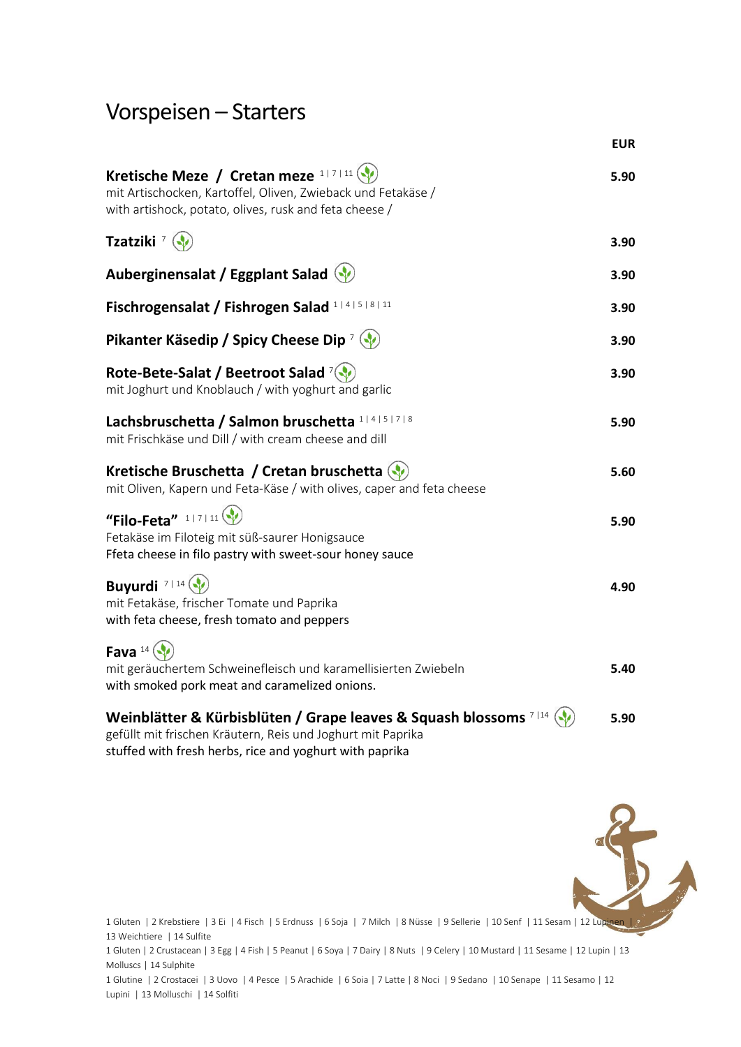# Vorspeisen – Starters

| | EUR |
|---|---|
| **Kretische Meze / Cretan meze** 1 \| 7 \| 11<br>mit Artischocken, Kartoffel, Oliven, Zwieback und Fetakäse /<br>with artishock, potato, olives, rusk and feta cheese / | 5.90 |
| **Tzatziki** 7 | 3.90 |
| **Auberginensalat / Eggplant Salad** | 3.90 |
| **Fischrogensalat / Fishrogen Salad** 1 \| 4 \| 5 \| 8 \| 11 | 3.90 |
| **Pikanter Käsedip / Spicy Cheese Dip** 7 | 3.90 |
| **Rote-Bete-Salat / Beetroot Salad** 7<br>mit Joghurt und Knoblauch / with yoghurt and garlic | 3.90 |
| **Lachsbruschetta / Salmon bruschetta** 1 \| 4 \| 5 \| 7 \| 8<br>mit Frischkäse und Dill / with cream cheese and dill | 5.90 |
| **Kretische Bruschetta / Cretan bruschetta**<br>mit Oliven, Kapern und Feta-Käse / with olives, caper and feta cheese | 5.60 |
| **"Filo-Feta"** 1 \| 7 \| 11<br>Fetakäse im Filoteig mit süß-saurer Honigsauce<br>Ffeta cheese in filo pastry with sweet-sour honey sauce | 5.90 |
| **Buyurdi** 7 \| 14<br>mit Fetakäse, frischer Tomate und Paprika<br>with feta cheese, fresh tomato and peppers | 4.90 |
| **Fava** 14<br>mit geräuchertem Schweinefleisch und karamellisierten Zwiebeln<br>with smoked pork meat and caramelized onions. | 5.40 |
| **Weinblätter & Kürbisblüten / Grape leaves & Squash blossoms** 7 \| 14<br>gefüllt mit frischen Kräutern, Reis und Joghurt mit Paprika<br>stuffed with fresh herbs, rice and yoghurt with paprika | 5.90 |

1 Gluten | 2 Krebstiere | 3 Ei | 4 Fisch | 5 Erdnuss | 6 Soja | 7 Milch | 8 Nüsse | 9 Sellerie | 10 Senf | 11 Sesam | 12 Lupinen | 13 Weichtiere | 14 Sulfite

1 Gluten | 2 Crustacean | 3 Egg | 4 Fish | 5 Peanut | 6 Soya | 7 Dairy | 8 Nuts | 9 Celery | 10 Mustard | 11 Sesame | 12 Lupin | 13 Molluscs | 14 Sulphite

1 Glutine | 2 Crostacei | 3 Uovo | 4 Pesce | 5 Arachide | 6 Soia | 7 Latte | 8 Noci | 9 Sedano | 10 Senape | 11 Sesamo | 12 Lupini | 13 Molluschi | 14 Solfiti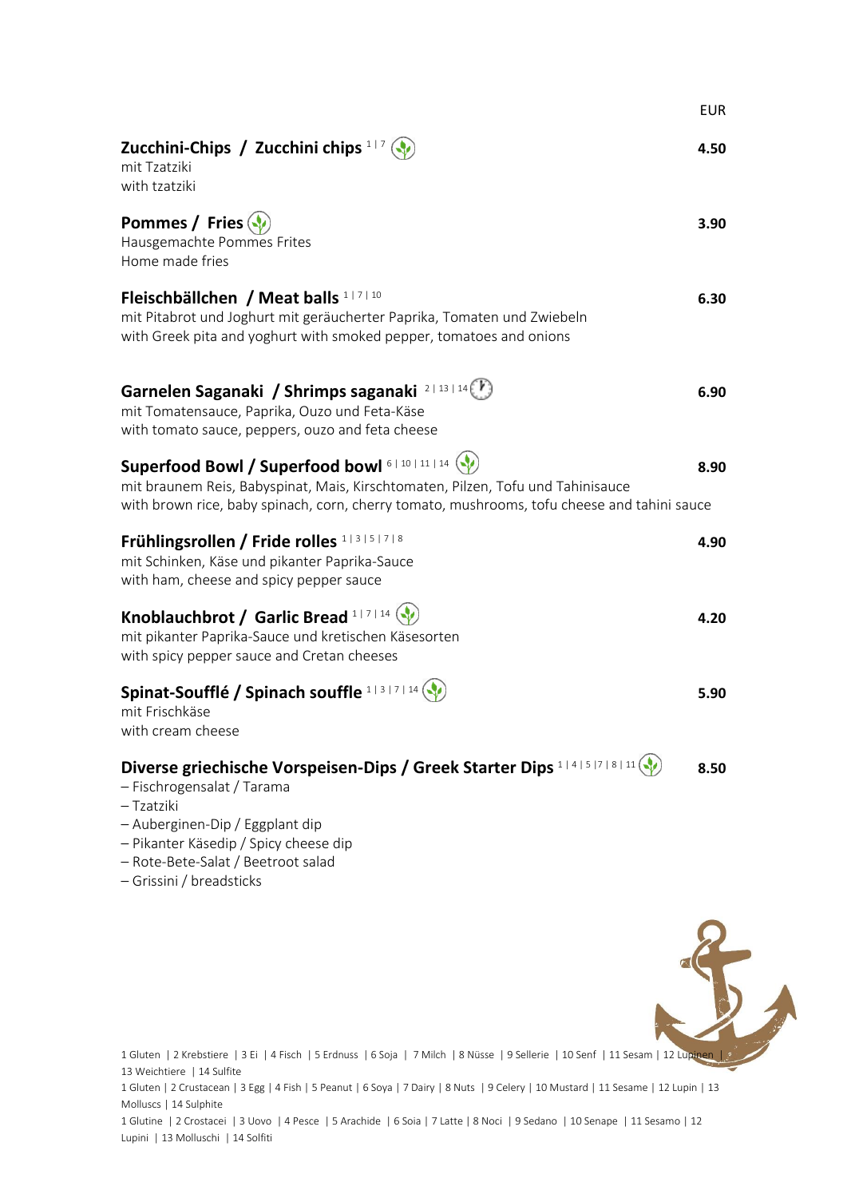EUR

**Zucchini-Chips / Zucchini chips** 1 | 7 **4.50**
mit Tzatziki
with tzatziki

**Pommes / Fries** **3.90**
Hausgemachte Pommes Frites
Home made fries

**Fleischbällchen / Meat balls** 1 | 7 | 10 **6.30**
mit Pitabrot und Joghurt mit geräucherter Paprika, Tomaten und Zwiebeln
with Greek pita and yoghurt with smoked pepper, tomatoes and onions

**Garnelen Saganaki / Shrimps saganaki** 2 | 13 | 14 **6.90**
mit Tomatensauce, Paprika, Ouzo und Feta-Käse
with tomato sauce, peppers, ouzo and feta cheese

**Superfood Bowl / Superfood bowl** 6 | 10 | 11 | 14 **8.90**
mit braunem Reis, Babyspinat, Mais, Kirschtomaten, Pilzen, Tofu und Tahinisauce
with brown rice, baby spinach, corn, cherry tomato, mushrooms, tofu cheese and tahini sauce

**Frühlingsrollen / Fride rolles** 1 | 3 | 5 | 7 | 8 **4.90**
mit Schinken, Käse und pikanter Paprika-Sauce
with ham, cheese and spicy pepper sauce

**Knoblauchbrot / Garlic Bread** 1 | 7 | 14 **4.20**
mit pikanter Paprika-Sauce und kretischen Käsesorten
with spicy pepper sauce and Cretan cheeses

**Spinat-Soufflé / Spinach souffle** 1 | 3 | 7 | 14 **5.90**
mit Frischkäse
with cream cheese

**Diverse griechische Vorspeisen-Dips / Greek Starter Dips** 1 | 4 | 5 | 7 | 8 | 11 **8.50**
– Fischrogensalat / Tarama
– Tzatziki
– Auberginen-Dip / Eggplant dip
– Pikanter Käsedip / Spicy cheese dip
– Rote-Bete-Salat / Beetroot salad
– Grissini / breadsticks

1 Gluten | 2 Krebstiere | 3 Ei | 4 Fisch | 5 Erdnuss | 6 Soja | 7 Milch | 8 Nüsse | 9 Sellerie | 10 Senf | 11 Sesam | 12 Lupinen | 13 Weichtiere | 14 Sulfite
1 Gluten | 2 Crustacean | 3 Egg | 4 Fish | 5 Peanut | 6 Soya | 7 Dairy | 8 Nuts | 9 Celery | 10 Mustard | 11 Sesame | 12 Lupin | 13 Molluscs | 14 Sulphite
1 Glutine | 2 Crostacei | 3 Uovo | 4 Pesce | 5 Arachide | 6 Soia | 7 Latte | 8 Noci | 9 Sedano | 10 Senape | 11 Sesamo | 12 Lupini | 13 Molluschi | 14 Solfiti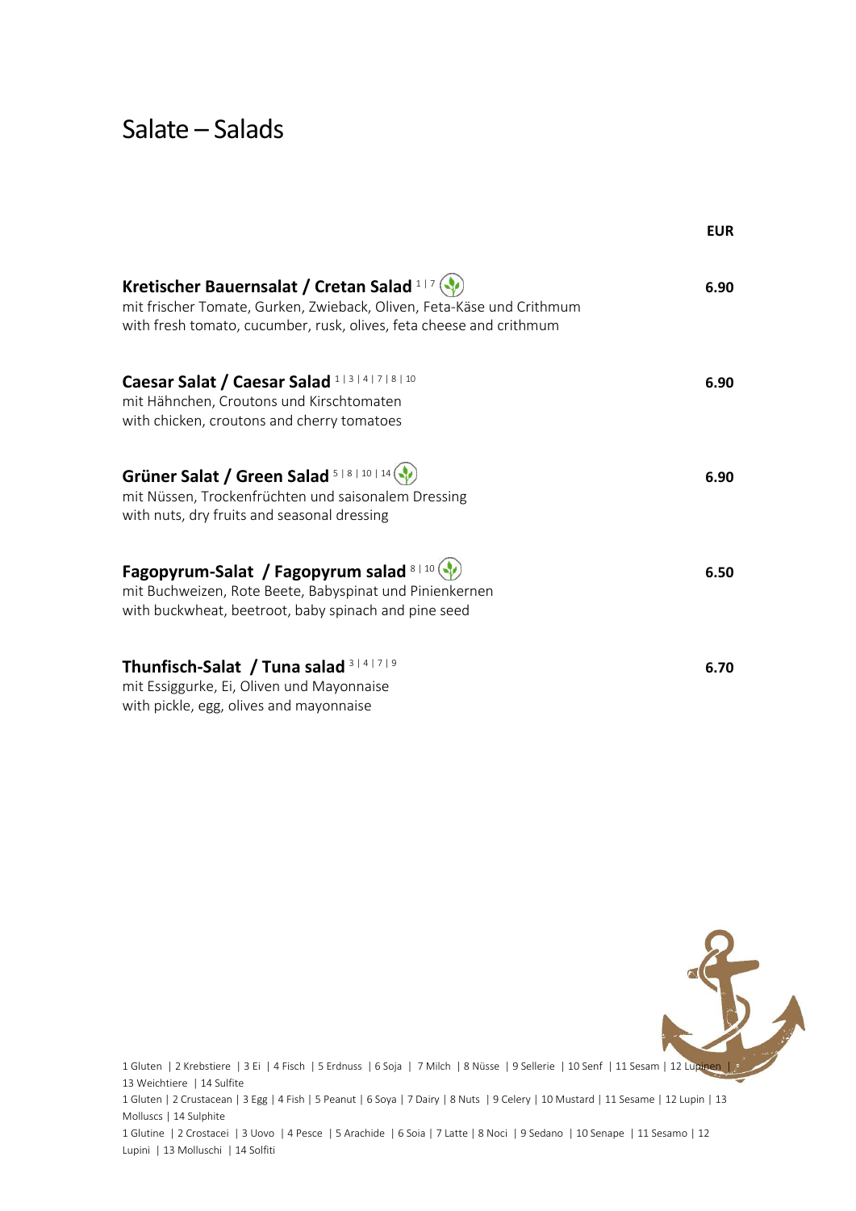# Salate – Salads

EUR

**Kretischer Bauernsalat / Cretan Salad** [1|7] — **6.90**
mit frischer Tomate, Gurken, Zwieback, Oliven, Feta-Käse und Crithmum
with fresh tomato, cucumber, rusk, olives, feta cheese and crithmum

**Caesar Salat / Caesar Salad** [1|3|4|7|8|10] — **6.90**
mit Hähnchen, Croutons und Kirschtomaten
with chicken, croutons and cherry tomatoes

**Grüner Salat / Green Salad** [5|8|10|14] — **6.90**
mit Nüssen, Trockenfrüchten und saisonalem Dressing
with nuts, dry fruits and seasonal dressing

**Fagopyrum-Salat / Fagopyrum salad** [8|10] — **6.50**
mit Buchweizen, Rote Beete, Babyspinat und Pinienkernen
with buckwheat, beetroot, baby spinach and pine seed

**Thunfisch-Salat / Tuna salad** [3|4|7|9] — **6.70**
mit Essiggurke, Ei, Oliven und Mayonnaise
with pickle, egg, olives and mayonnaise

1 Gluten | 2 Krebstiere | 3 Ei | 4 Fisch | 5 Erdnuss | 6 Soja | 7 Milch | 8 Nüsse | 9 Sellerie | 10 Senf | 11 Sesam | 12 Lupinen | 13 Weichtiere | 14 Sulfite

1 Gluten | 2 Crustacean | 3 Egg | 4 Fish | 5 Peanut | 6 Soya | 7 Dairy | 8 Nuts | 9 Celery | 10 Mustard | 11 Sesame | 12 Lupin | 13 Molluscs | 14 Sulphite

1 Glutine | 2 Crostacei | 3 Uovo | 4 Pesce | 5 Arachide | 6 Soia | 7 Latte | 8 Noci | 9 Sedano | 10 Senape | 11 Sesamo | 12 Lupini | 13 Molluschi | 14 Solfiti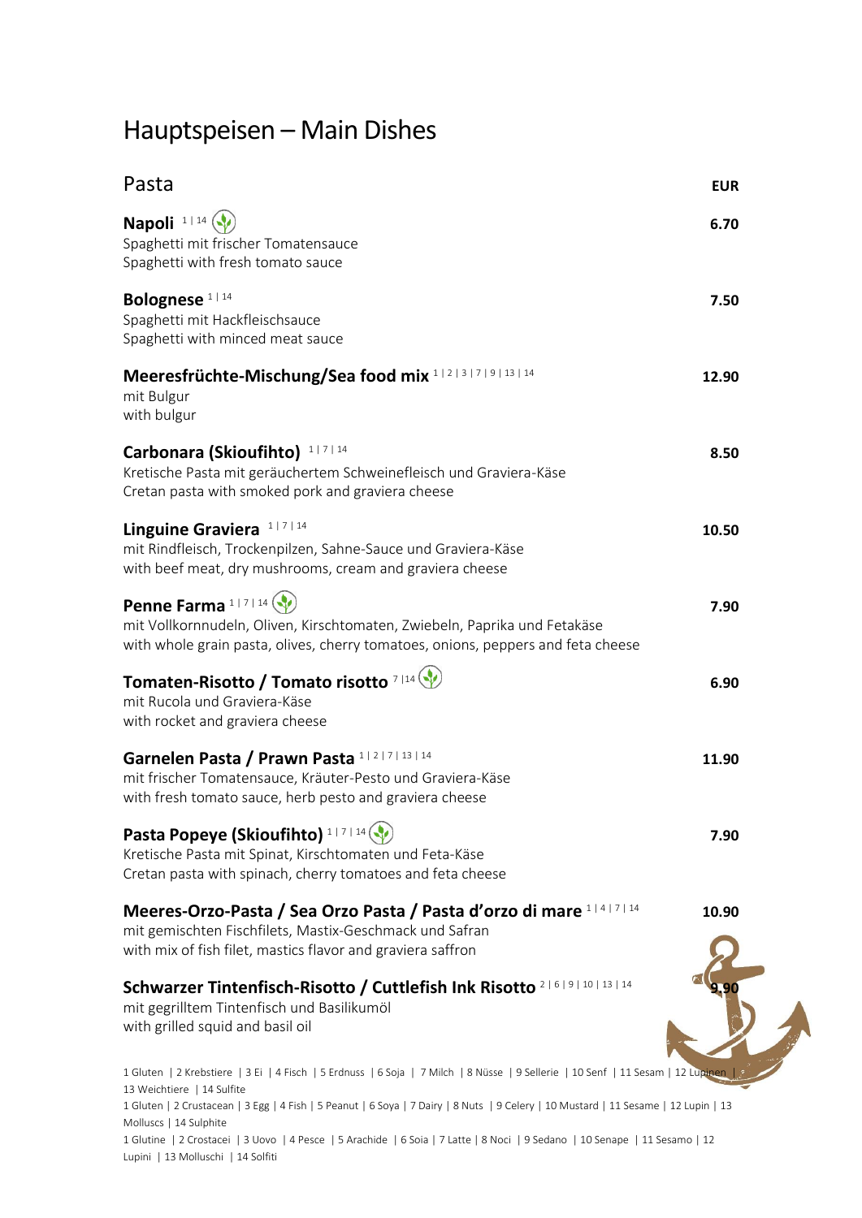# Hauptspeisen – Main Dishes

## Pasta

EUR

**Napoli** 1 | 14 — **6.70**
Spaghetti mit frischer Tomatensauce
Spaghetti with fresh tomato sauce

**Bolognese** 1 | 14 — **7.50**
Spaghetti mit Hackfleischsauce
Spaghetti with minced meat sauce

**Meeresfrüchte-Mischung/Sea food mix** 1 | 2 | 3 | 7 | 9 | 13 | 14 — **12.90**
mit Bulgur
with bulgur

**Carbonara (Skioufihto)** 1 | 7 | 14 — **8.50**
Kretische Pasta mit geräuchertem Schweinefleisch und Graviera-Käse
Cretan pasta with smoked pork and graviera cheese

**Linguine Graviera** 1 | 7 | 14 — **10.50**
mit Rindfleisch, Trockenpilzen, Sahne-Sauce und Graviera-Käse
with beef meat, dry mushrooms, cream and graviera cheese

**Penne Farma** 1 | 7 | 14 — **7.90**
mit Vollkornnudeln, Oliven, Kirschtomaten, Zwiebeln, Paprika und Fetakäse
with whole grain pasta, olives, cherry tomatoes, onions, peppers and feta cheese

**Tomaten-Risotto / Tomato risotto** 7 | 14 — **6.90**
mit Rucola und Graviera-Käse
with rocket and graviera cheese

**Garnelen Pasta / Prawn Pasta** 1 | 2 | 7 | 13 | 14 — **11.90**
mit frischer Tomatensauce, Kräuter-Pesto und Graviera-Käse
with fresh tomato sauce, herb pesto and graviera cheese

**Pasta Popeye (Skioufihto)** 1 | 7 | 14 — **7.90**
Kretische Pasta mit Spinat, Kirschtomaten und Feta-Käse
Cretan pasta with spinach, cherry tomatoes and feta cheese

**Meeres-Orzo-Pasta / Sea Orzo Pasta / Pasta d'orzo di mare** 1 | 4 | 7 | 14 — **10.90**
mit gemischten Fischfilets, Mastix-Geschmack und Safran
with mix of fish filet, mastics flavor and graviera saffron

**Schwarzer Tintenfisch-Risotto / Cuttlefish Ink Risotto** 2 | 6 | 9 | 10 | 13 | 14 — **9.90**
mit gegrilltem Tintenfisch und Basilikumöl
with grilled squid and basil oil

1 Gluten | 2 Krebstiere | 3 Ei | 4 Fisch | 5 Erdnuss | 6 Soja | 7 Milch | 8 Nüsse | 9 Sellerie | 10 Senf | 11 Sesam | 12 Lupinen | 13 Weichtiere | 14 Sulfite

1 Gluten | 2 Crustacean | 3 Egg | 4 Fish | 5 Peanut | 6 Soya | 7 Dairy | 8 Nuts | 9 Celery | 10 Mustard | 11 Sesame | 12 Lupin | 13 Molluscs | 14 Sulphite

1 Glutine | 2 Crostacei | 3 Uovo | 4 Pesce | 5 Arachide | 6 Soia | 7 Latte | 8 Noci | 9 Sedano | 10 Senape | 11 Sesamo | 12 Lupini | 13 Molluschi | 14 Solfiti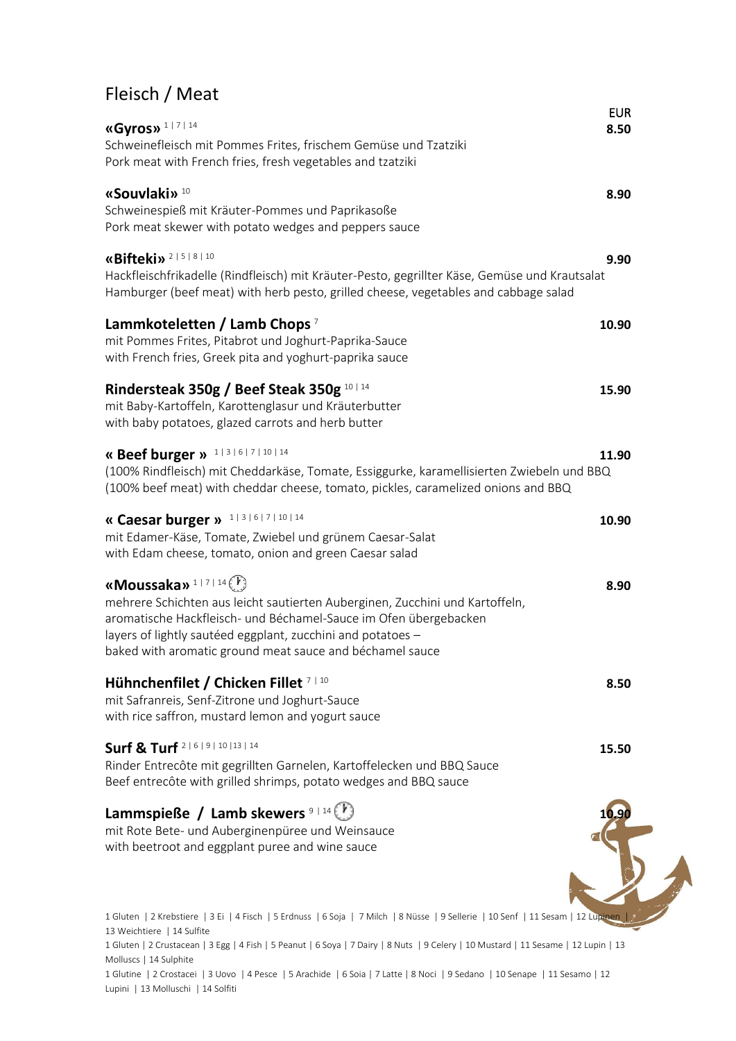# Fleisch / Meat

EUR

**«Gyros»** [1 | 7 | 14] **8.50**
Schweinefleisch mit Pommes Frites, frischem Gemüse und Tzatziki
Pork meat with French fries, fresh vegetables and tzatziki

**«Souvlaki»** [10] **8.90**
Schweinespieß mit Kräuter-Pommes und Paprikasoße
Pork meat skewer with potato wedges and peppers sauce

**«Bifteki»** [2 | 5 | 8 | 10] **9.90**
Hackfleischfrikadelle (Rindfleisch) mit Kräuter-Pesto, gegrillter Käse, Gemüse und Krautsalat
Hamburger (beef meat) with herb pesto, grilled cheese, vegetables and cabbage salad

**Lammkoteletten / Lamb Chops** [7] **10.90**
mit Pommes Frites, Pitabrot und Joghurt-Paprika-Sauce
with French fries, Greek pita and yoghurt-paprika sauce

**Rindersteak 350g / Beef Steak 350g** [10 | 14] **15.90**
mit Baby-Kartoffeln, Karottenglasur und Kräuterbutter
with baby potatoes, glazed carrots and herb butter

**« Beef burger »** [1 | 3 | 6 | 7 | 10 | 14] **11.90**
(100% Rindfleisch) mit Cheddarkäse, Tomate, Essiggurke, karamellisierten Zwiebeln und BBQ
(100% beef meat) with cheddar cheese, tomato, pickles, caramelized onions and BBQ

**« Caesar burger »** [1 | 3 | 6 | 7 | 10 | 14] **10.90**
mit Edamer-Käse, Tomate, Zwiebel und grünem Caesar-Salat
with Edam cheese, tomato, onion and green Caesar salad

**«Moussaka»** [1 | 7 | 14] **8.90**
mehrere Schichten aus leicht sautierten Auberginen, Zucchini und Kartoffeln,
aromatische Hackfleisch- und Béchamel-Sauce im Ofen übergebacken
layers of lightly sautéed eggplant, zucchini and potatoes –
baked with aromatic ground meat sauce and béchamel sauce

**Hühnchenfilet / Chicken Fillet** [7 | 10] **8.50**
mit Safranreis, Senf-Zitrone und Joghurt-Sauce
with rice saffron, mustard lemon and yogurt sauce

**Surf & Turf** [2 | 6 | 9 | 10 | 13 | 14] **15.50**
Rinder Entrecôte mit gegrillten Garnelen, Kartoffelecken und BBQ Sauce
Beef entrecôte with grilled shrimps, potato wedges and BBQ sauce

**Lammspieße / Lamb skewers** [9 | 14] **10.90**
mit Rote Bete- und Auberginenpüree und Weinsauce
with beetroot and eggplant puree and wine sauce

1 Gluten | 2 Krebstiere | 3 Ei | 4 Fisch | 5 Erdnuss | 6 Soja | 7 Milch | 8 Nüsse | 9 Sellerie | 10 Senf | 11 Sesam | 12 Lupinen | 13 Weichtiere | 14 Sulfite
1 Gluten | 2 Crustacean | 3 Egg | 4 Fish | 5 Peanut | 6 Soya | 7 Dairy | 8 Nuts | 9 Celery | 10 Mustard | 11 Sesame | 12 Lupin | 13 Molluscs | 14 Sulphite
1 Glutine | 2 Crostacei | 3 Uovo | 4 Pesce | 5 Arachide | 6 Soia | 7 Latte | 8 Noci | 9 Sedano | 10 Senape | 11 Sesamo | 12 Lupini | 13 Molluschi | 14 Solfiti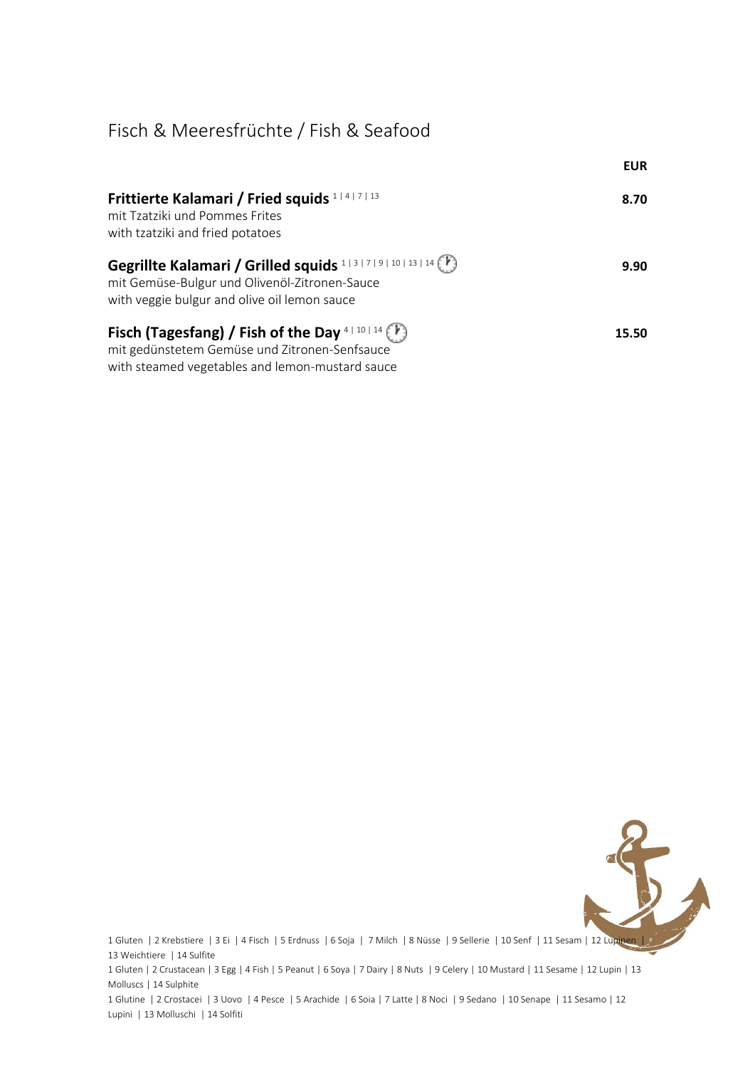## Fisch & Meeresfrüchte / Fish & Seafood

| | EUR |
|---|---|
| **Frittierte Kalamari / Fried squids** 1 \| 4 \| 7 \| 13<br>mit Tzatziki und Pommes Frites<br>with tzatziki and fried potatoes | **8.70** |
| **Gegrillte Kalamari / Grilled squids** 1 \| 3 \| 7 \| 9 \| 10 \| 13 \| 14<br>mit Gemüse-Bulgur und Olivenöl-Zitronen-Sauce<br>with veggie bulgur and olive oil lemon sauce | **9.90** |
| **Fisch (Tagesfang) / Fish of the Day** 4 \| 10 \| 14<br>mit gedünstetem Gemüse und Zitronen-Senfsauce<br>with steamed vegetables and lemon-mustard sauce | **15.50** |

1 Gluten | 2 Krebstiere | 3 Ei | 4 Fisch | 5 Erdnuss | 6 Soja | 7 Milch | 8 Nüsse | 9 Sellerie | 10 Senf | 11 Sesam | 12 Lupinen | 13 Weichtiere | 14 Sulfite

1 Gluten | 2 Crustacean | 3 Egg | 4 Fish | 5 Peanut | 6 Soya | 7 Dairy | 8 Nuts | 9 Celery | 10 Mustard | 11 Sesame | 12 Lupin | 13 Molluscs | 14 Sulphite

1 Glutine | 2 Crostacei | 3 Uovo | 4 Pesce | 5 Arachide | 6 Soia | 7 Latte | 8 Noci | 9 Sedano | 10 Senape | 11 Sesamo | 12 Lupini | 13 Molluschi | 14 Solfiti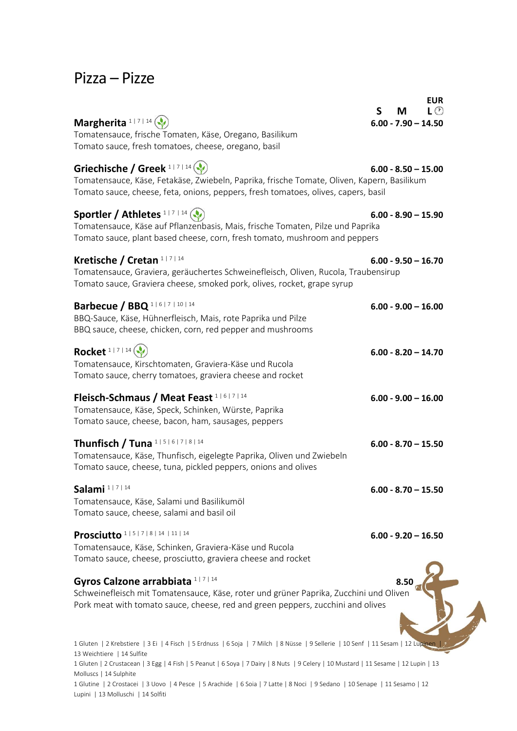# Pizza – Pizze

| | EUR S M L |
|---|---|
| **Margherita** 1 \| 7 \| 14 | 6.00 - 7.90 – 14.50 |

Tomatensauce, frische Tomaten, Käse, Oregano, Basilikum
Tomato sauce, fresh tomatoes, cheese, oregano, basil

**Griechische / Greek** 1 | 7 | 14 — **6.00 - 8.50 – 15.00**
Tomatensauce, Käse, Fetakäse, Zwiebeln, Paprika, frische Tomate, Oliven, Kapern, Basilikum
Tomato sauce, cheese, feta, onions, peppers, fresh tomatoes, olives, capers, basil

**Sportler / Athletes** 1 | 7 | 14 — **6.00 - 8.90 – 15.90**
Tomatensauce, Käse auf Pflanzenbasis, Mais, frische Tomaten, Pilze und Paprika
Tomato sauce, plant based cheese, corn, fresh tomato, mushroom and peppers

**Kretische / Cretan** 1 | 7 | 14 — **6.00 - 9.50 – 16.70**
Tomatensauce, Graviera, geräuchertes Schweinefleisch, Oliven, Rucola, Traubensirup
Tomato sauce, Graviera cheese, smoked pork, olives, rocket, grape syrup

**Barbecue / BBQ** 1 | 6 | 7 | 10 | 14 — **6.00 - 9.00 – 16.00**
BBQ-Sauce, Käse, Hühnerfleisch, Mais, rote Paprika und Pilze
BBQ sauce, cheese, chicken, corn, red pepper and mushrooms

**Rocket** 1 | 7 | 14 — **6.00 - 8.20 – 14.70**
Tomatensauce, Kirschtomaten, Graviera-Käse und Rucola
Tomato sauce, cherry tomatoes, graviera cheese and rocket

**Fleisch-Schmaus / Meat Feast** 1 | 6 | 7 | 14 — **6.00 - 9.00 – 16.00**
Tomatensauce, Käse, Speck, Schinken, Würste, Paprika
Tomato sauce, cheese, bacon, ham, sausages, peppers

**Thunfisch / Tuna** 1 | 5 | 6 | 7 | 8 | 14 — **6.00 - 8.70 – 15.50**
Tomatensauce, Käse, Thunfisch, eigelegte Paprika, Oliven und Zwiebeln
Tomato sauce, cheese, tuna, pickled peppers, onions and olives

**Salami** 1 | 7 | 14 — **6.00 - 8.70 – 15.50**
Tomatensauce, Käse, Salami und Basilikumöl
Tomato sauce, cheese, salami and basil oil

**Prosciutto** 1 | 5 | 7 | 8 | 14 | 11 | 14 — **6.00 - 9.20 – 16.50**
Tomatensauce, Käse, Schinken, Graviera-Käse und Rucola
Tomato sauce, cheese, prosciutto, graviera cheese and rocket

**Gyros Calzone arrabbiata** 1 | 7 | 14 — **8.50**
Schweinefleisch mit Tomatensauce, Käse, roter und grüner Paprika, Zucchini und Oliven
Pork meat with tomato sauce, cheese, red and green peppers, zucchini and olives

1 Gluten | 2 Krebstiere | 3 Ei | 4 Fisch | 5 Erdnuss | 6 Soja | 7 Milch | 8 Nüsse | 9 Sellerie | 10 Senf | 11 Sesam | 12 Lupinen | 13 Weichtiere | 14 Sulfite
1 Gluten | 2 Crustacean | 3 Egg | 4 Fish | 5 Peanut | 6 Soya | 7 Dairy | 8 Nuts | 9 Celery | 10 Mustard | 11 Sesame | 12 Lupin | 13 Molluscs | 14 Sulphite
1 Glutine | 2 Crostacei | 3 Uovo | 4 Pesce | 5 Arachide | 6 Soia | 7 Latte | 8 Noci | 9 Sedano | 10 Senape | 11 Sesamo | 12 Lupini | 13 Molluschi | 14 Solfiti